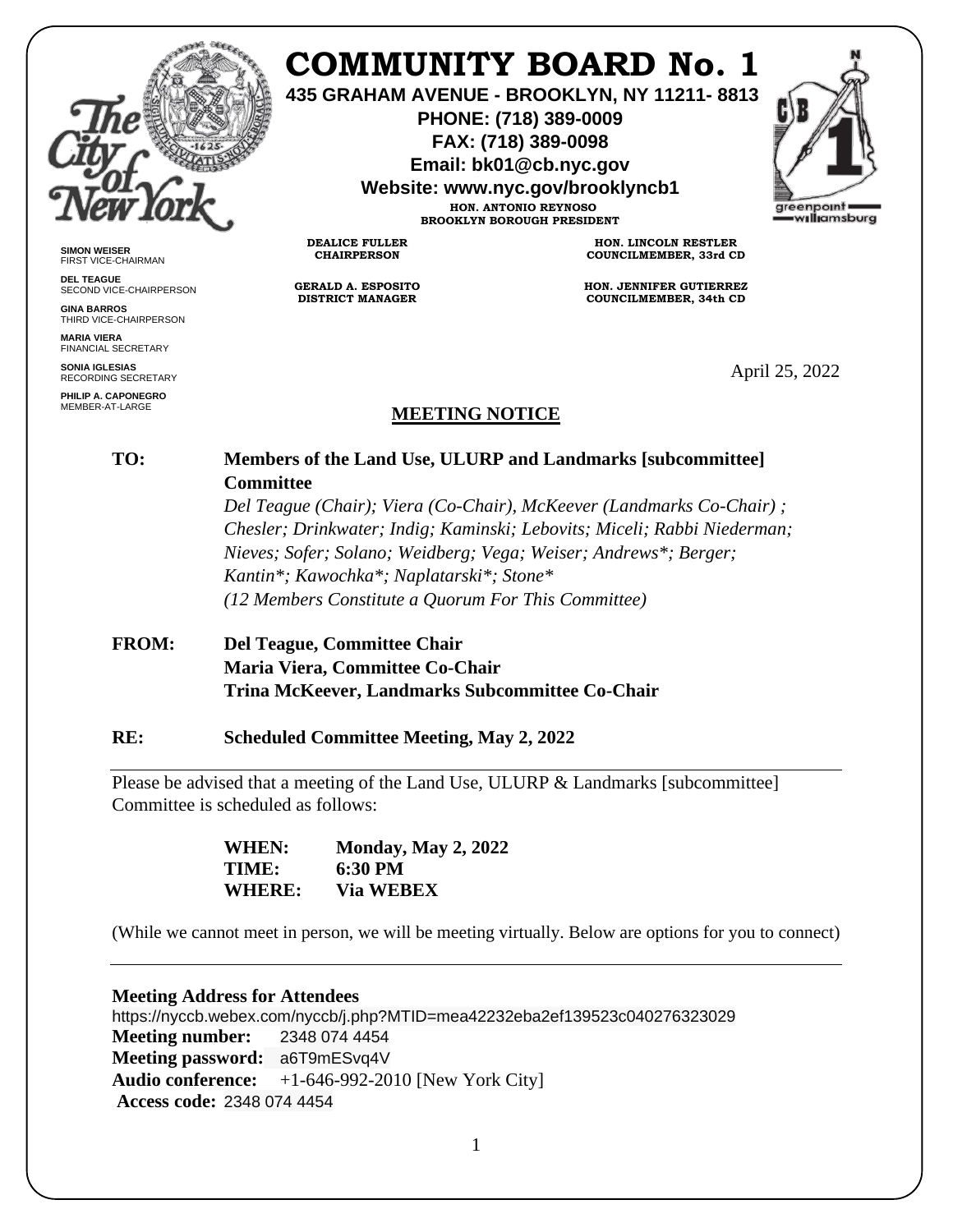# COMMUNITY BOARD No. 1

**435 GRAHAM AVENUE - BROOKLYN, NY 11211- 8813**
**PHONE: (718) 389-0009**
**FAX: (718) 389-0098**
**Email: bk01@cb.nyc.gov**
**Website: www.nyc.gov/brooklyncb1**

**HON. ANTONIO REYNOSO**
**BROOKLYN BOROUGH PRESIDENT**

**DEALICE FULLER**
**CHAIRPERSON**

**HON. LINCOLN RESTLER**
**COUNCILMEMBER, 33rd CD**

**GERALD A. ESPOSITO**
**DISTRICT MANAGER**

**HON. JENNIFER GUTIERREZ**
**COUNCILMEMBER, 34th CD**

**SIMON WEISER**
FIRST VICE-CHAIRMAN

**DEL TEAGUE**
SECOND VICE-CHAIRPERSON

**GINA BARROS**
THIRD VICE-CHAIRPERSON

**MARIA VIERA**
FINANCIAL SECRETARY

**SONIA IGLESIAS**
RECORDING SECRETARY

**PHILIP A. CAPONEGRO**
MEMBER-AT-LARGE

April 25, 2022

## MEETING NOTICE

**TO:** **Members of the Land Use, ULURP and Landmarks [subcommittee] Committee**
*Del Teague (Chair); Viera (Co-Chair), McKeever (Landmarks Co-Chair) ; Chesler; Drinkwater; Indig; Kaminski; Lebovits; Miceli; Rabbi Niederman; Nieves; Sofer; Solano; Weidberg; Vega; Weiser; Andrews*; Berger; Kantin*; Kawochka*; Naplatarski*; Stone**
*(12 Members Constitute a Quorum For This Committee)*

**FROM:** **Del Teague, Committee Chair**
**Maria Viera, Committee Co-Chair**
**Trina McKeever, Landmarks Subcommittee Co-Chair**

**RE:** **Scheduled Committee Meeting, May 2, 2022**

Please be advised that a meeting of the Land Use, ULURP & Landmarks [subcommittee] Committee is scheduled as follows:

**WHEN:** **Monday, May 2, 2022**
**TIME:** **6:30 PM**
**WHERE:** **Via WEBEX**

(While we cannot meet in person, we will be meeting virtually. Below are options for you to connect)

**Meeting Address for Attendees**
https://nyccb.webex.com/nyccb/j.php?MTID=mea42232eba2ef139523c040276323029
**Meeting number:** 2348 074 4454
**Meeting password:** a6T9mESvq4V
**Audio conference:** +1-646-992-2010 [New York City]
**Access code:** 2348 074 4454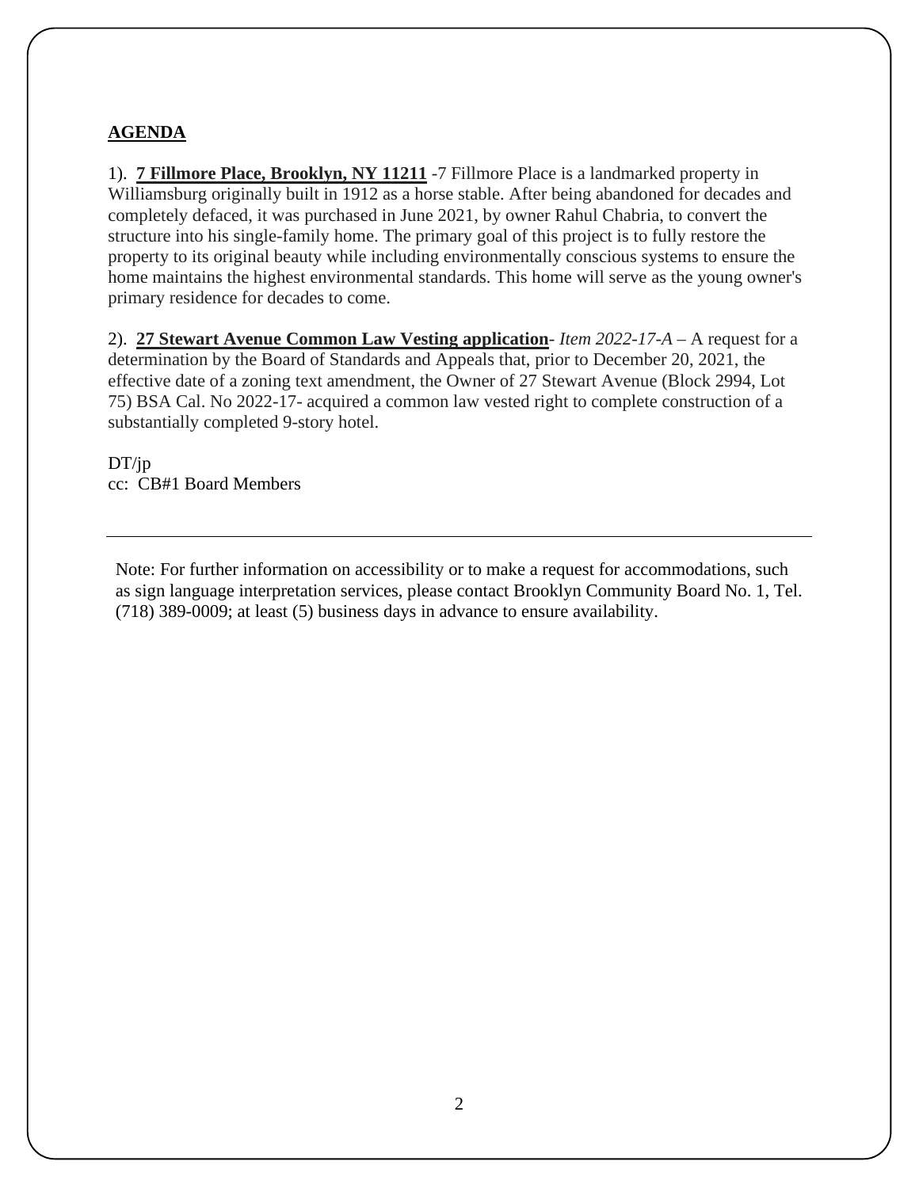**AGENDA**

1). **7 Fillmore Place, Brooklyn, NY 11211** -7 Fillmore Place is a landmarked property in Williamsburg originally built in 1912 as a horse stable. After being abandoned for decades and completely defaced, it was purchased in June 2021, by owner Rahul Chabria, to convert the structure into his single-family home. The primary goal of this project is to fully restore the property to its original beauty while including environmentally conscious systems to ensure the home maintains the highest environmental standards. This home will serve as the young owner's primary residence for decades to come.

2). **27 Stewart Avenue Common Law Vesting application**- *Item 2022-17-A* – A request for a determination by the Board of Standards and Appeals that, prior to December 20, 2021, the effective date of a zoning text amendment, the Owner of 27 Stewart Avenue (Block 2994, Lot 75) BSA Cal. No 2022-17- acquired a common law vested right to complete construction of a substantially completed 9-story hotel.

DT/jp
cc: CB#1 Board Members

---

Note: For further information on accessibility or to make a request for accommodations, such as sign language interpretation services, please contact Brooklyn Community Board No. 1, Tel. (718) 389-0009; at least (5) business days in advance to ensure availability.